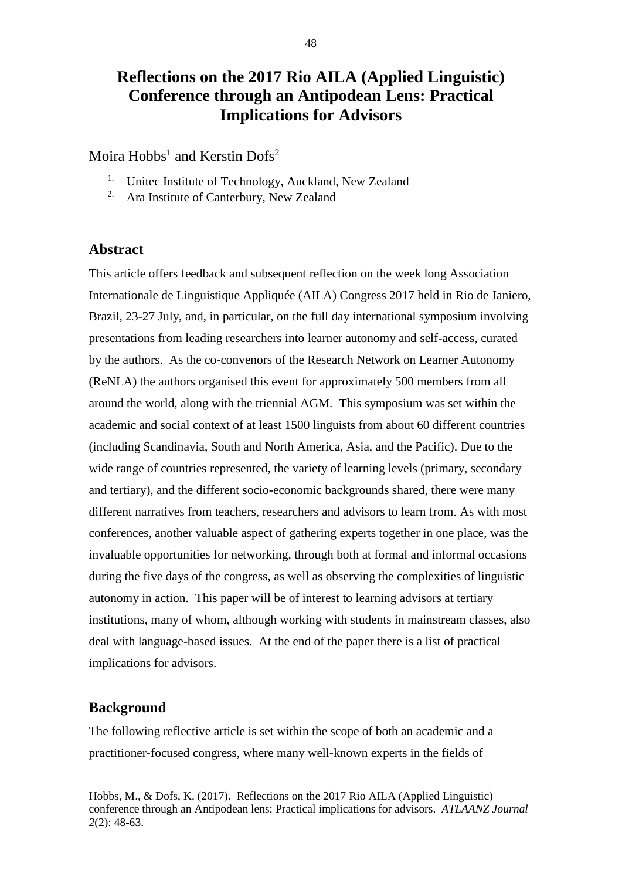# Reflections on the 2017 Rio AILA (Applied Linguistic) Conference through an Antipodean Lens: Practical Implications for Advisors

Moira Hobbs[1] and Kerstin Dofs[2]

1. Unitec Institute of Technology, Auckland, New Zealand
2. Ara Institute of Canterbury, New Zealand

## Abstract

This article offers feedback and subsequent reflection on the week long Association Internationale de Linguistique Appliquée (AILA) Congress 2017 held in Rio de Janiero, Brazil, 23-27 July, and, in particular, on the full day international symposium involving presentations from leading researchers into learner autonomy and self-access, curated by the authors. As the co-convenors of the Research Network on Learner Autonomy (ReNLA) the authors organised this event for approximately 500 members from all around the world, along with the triennial AGM. This symposium was set within the academic and social context of at least 1500 linguists from about 60 different countries (including Scandinavia, South and North America, Asia, and the Pacific). Due to the wide range of countries represented, the variety of learning levels (primary, secondary and tertiary), and the different socio-economic backgrounds shared, there were many different narratives from teachers, researchers and advisors to learn from. As with most conferences, another valuable aspect of gathering experts together in one place, was the invaluable opportunities for networking, through both at formal and informal occasions during the five days of the congress, as well as observing the complexities of linguistic autonomy in action. This paper will be of interest to learning advisors at tertiary institutions, many of whom, although working with students in mainstream classes, also deal with language-based issues. At the end of the paper there is a list of practical implications for advisors.

## Background

The following reflective article is set within the scope of both an academic and a practitioner-focused congress, where many well-known experts in the fields of

Hobbs, M., & Dofs, K. (2017). Reflections on the 2017 Rio AILA (Applied Linguistic) conference through an Antipodean lens: Practical implications for advisors. *ATLAANZ Journal 2*(2): 48-63.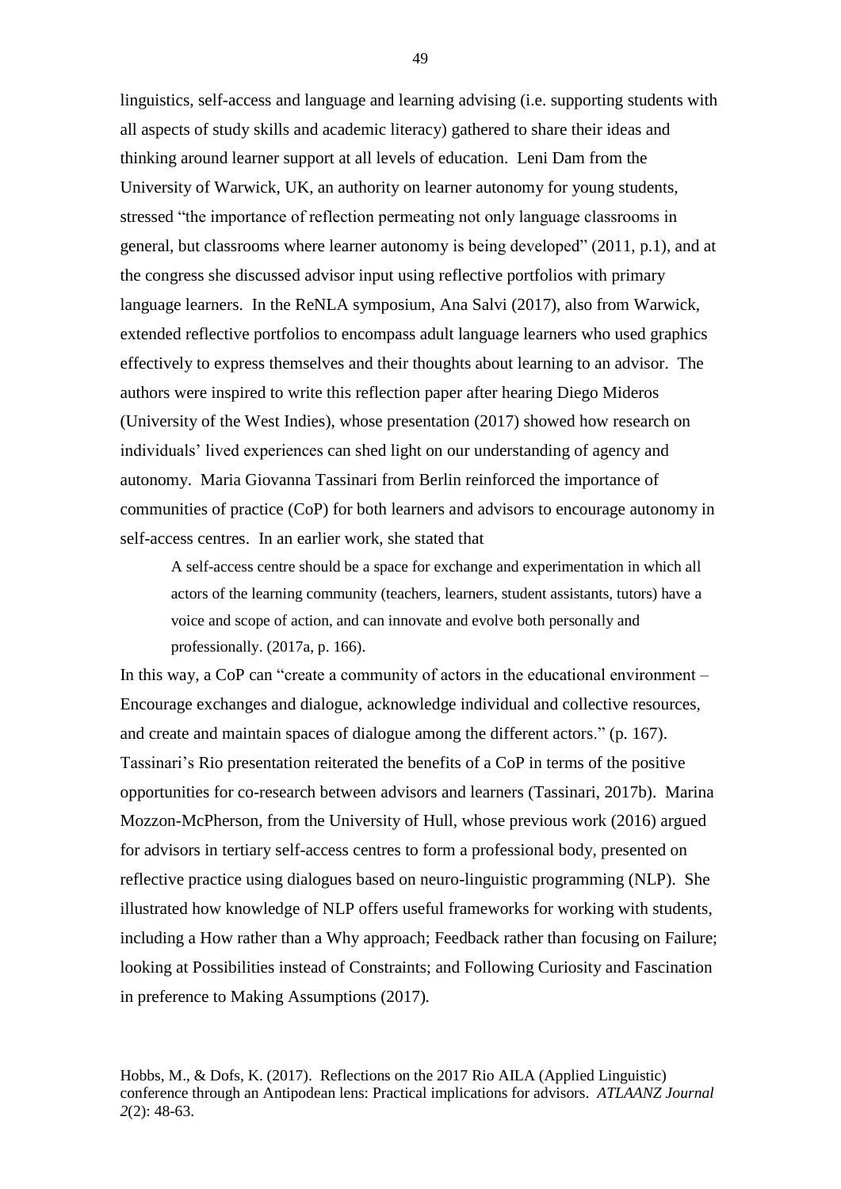linguistics, self-access and language and learning advising (i.e. supporting students with all aspects of study skills and academic literacy) gathered to share their ideas and thinking around learner support at all levels of education. Leni Dam from the University of Warwick, UK, an authority on learner autonomy for young students, stressed "the importance of reflection permeating not only language classrooms in general, but classrooms where learner autonomy is being developed" (2011, p.1), and at the congress she discussed advisor input using reflective portfolios with primary language learners. In the ReNLA symposium, Ana Salvi (2017), also from Warwick, extended reflective portfolios to encompass adult language learners who used graphics effectively to express themselves and their thoughts about learning to an advisor. The authors were inspired to write this reflection paper after hearing Diego Mideros (University of the West Indies), whose presentation (2017) showed how research on individuals' lived experiences can shed light on our understanding of agency and autonomy. Maria Giovanna Tassinari from Berlin reinforced the importance of communities of practice (CoP) for both learners and advisors to encourage autonomy in self-access centres. In an earlier work, she stated that

> A self-access centre should be a space for exchange and experimentation in which all actors of the learning community (teachers, learners, student assistants, tutors) have a voice and scope of action, and can innovate and evolve both personally and professionally. (2017a, p. 166).

In this way, a CoP can "create a community of actors in the educational environment – Encourage exchanges and dialogue, acknowledge individual and collective resources, and create and maintain spaces of dialogue among the different actors." (p. 167). Tassinari's Rio presentation reiterated the benefits of a CoP in terms of the positive opportunities for co-research between advisors and learners (Tassinari, 2017b). Marina Mozzon-McPherson, from the University of Hull, whose previous work (2016) argued for advisors in tertiary self-access centres to form a professional body, presented on reflective practice using dialogues based on neuro-linguistic programming (NLP). She illustrated how knowledge of NLP offers useful frameworks for working with students, including a How rather than a Why approach; Feedback rather than focusing on Failure; looking at Possibilities instead of Constraints; and Following Curiosity and Fascination in preference to Making Assumptions (2017).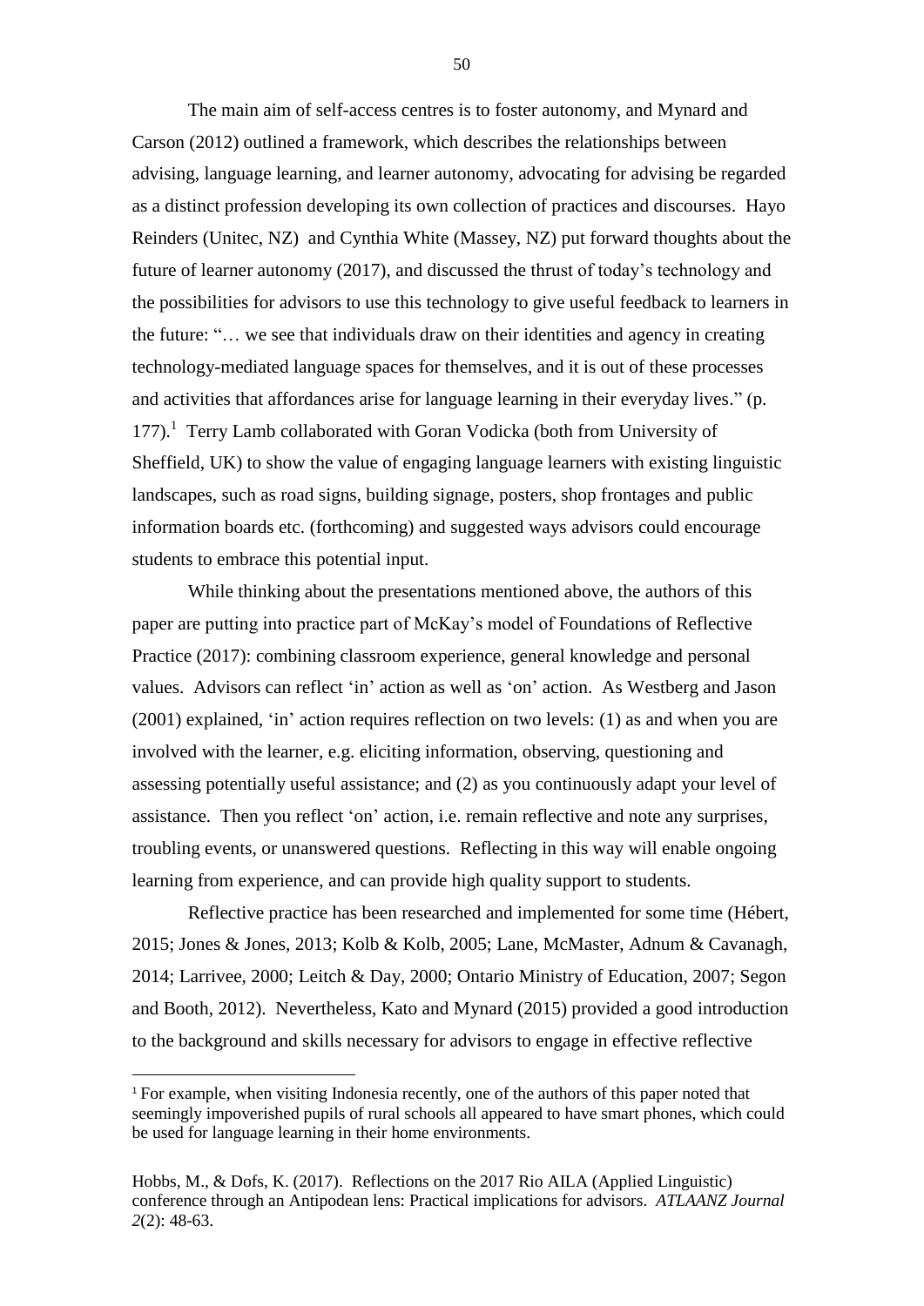The main aim of self-access centres is to foster autonomy, and Mynard and Carson (2012) outlined a framework, which describes the relationships between advising, language learning, and learner autonomy, advocating for advising be regarded as a distinct profession developing its own collection of practices and discourses. Hayo Reinders (Unitec, NZ) and Cynthia White (Massey, NZ) put forward thoughts about the future of learner autonomy (2017), and discussed the thrust of today's technology and the possibilities for advisors to use this technology to give useful feedback to learners in the future: "… we see that individuals draw on their identities and agency in creating technology-mediated language spaces for themselves, and it is out of these processes and activities that affordances arise for language learning in their everyday lives." (p. 177).[1] Terry Lamb collaborated with Goran Vodicka (both from University of Sheffield, UK) to show the value of engaging language learners with existing linguistic landscapes, such as road signs, building signage, posters, shop frontages and public information boards etc. (forthcoming) and suggested ways advisors could encourage students to embrace this potential input.

While thinking about the presentations mentioned above, the authors of this paper are putting into practice part of McKay's model of Foundations of Reflective Practice (2017): combining classroom experience, general knowledge and personal values. Advisors can reflect 'in' action as well as 'on' action. As Westberg and Jason (2001) explained, 'in' action requires reflection on two levels: (1) as and when you are involved with the learner, e.g. eliciting information, observing, questioning and assessing potentially useful assistance; and (2) as you continuously adapt your level of assistance. Then you reflect 'on' action, i.e. remain reflective and note any surprises, troubling events, or unanswered questions. Reflecting in this way will enable ongoing learning from experience, and can provide high quality support to students.

Reflective practice has been researched and implemented for some time (Hébert, 2015; Jones & Jones, 2013; Kolb & Kolb, 2005; Lane, McMaster, Adnum & Cavanagh, 2014; Larrivee, 2000; Leitch & Day, 2000; Ontario Ministry of Education, 2007; Segon and Booth, 2012). Nevertheless, Kato and Mynard (2015) provided a good introduction to the background and skills necessary for advisors to engage in effective reflective

---

[1] For example, when visiting Indonesia recently, one of the authors of this paper noted that seemingly impoverished pupils of rural schools all appeared to have smart phones, which could be used for language learning in their home environments.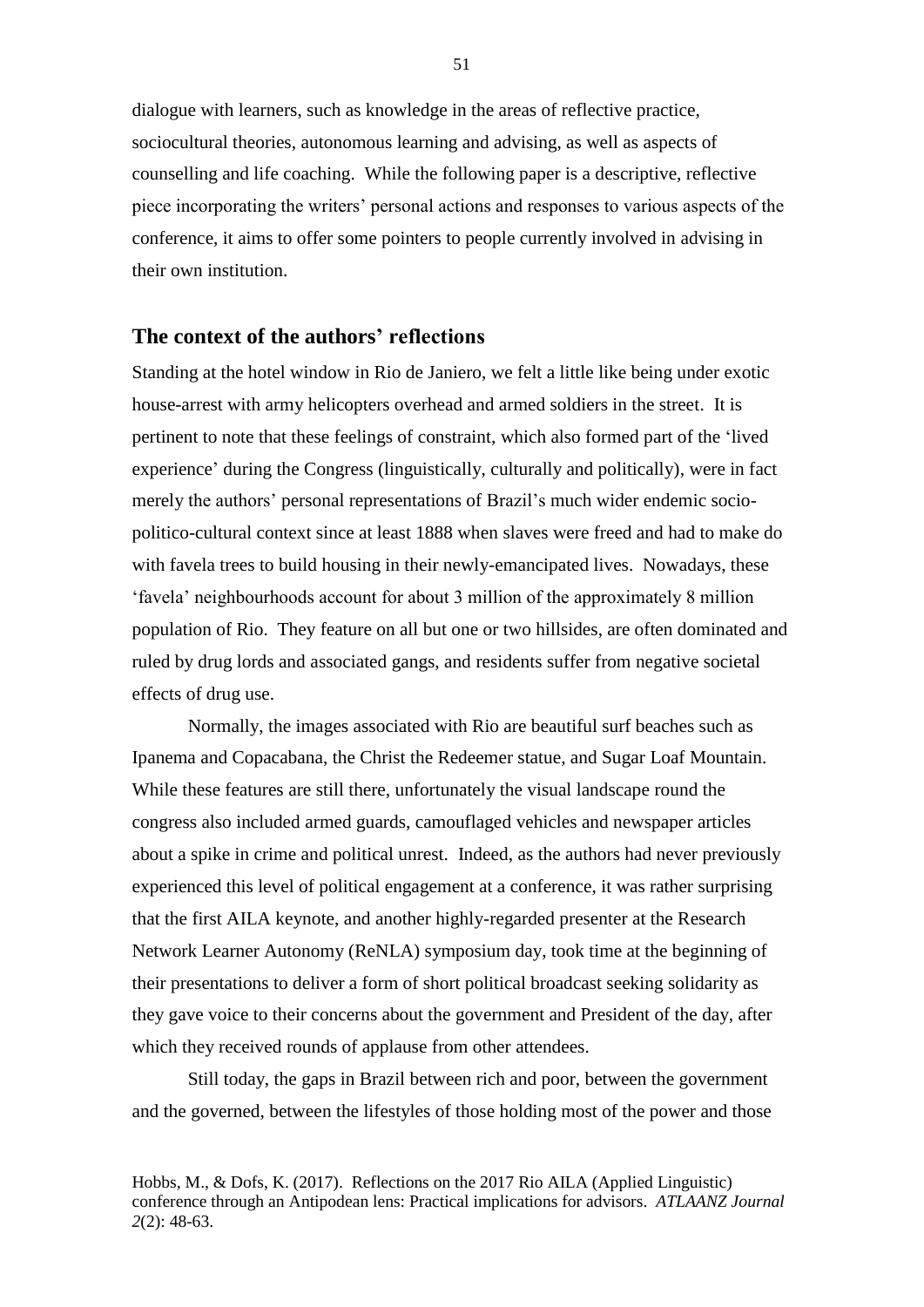dialogue with learners, such as knowledge in the areas of reflective practice, sociocultural theories, autonomous learning and advising, as well as aspects of counselling and life coaching. While the following paper is a descriptive, reflective piece incorporating the writers' personal actions and responses to various aspects of the conference, it aims to offer some pointers to people currently involved in advising in their own institution.

## The context of the authors' reflections

Standing at the hotel window in Rio de Janiero, we felt a little like being under exotic house-arrest with army helicopters overhead and armed soldiers in the street. It is pertinent to note that these feelings of constraint, which also formed part of the 'lived experience' during the Congress (linguistically, culturally and politically), were in fact merely the authors' personal representations of Brazil's much wider endemic socio-politico-cultural context since at least 1888 when slaves were freed and had to make do with favela trees to build housing in their newly-emancipated lives. Nowadays, these 'favela' neighbourhoods account for about 3 million of the approximately 8 million population of Rio. They feature on all but one or two hillsides, are often dominated and ruled by drug lords and associated gangs, and residents suffer from negative societal effects of drug use.

Normally, the images associated with Rio are beautiful surf beaches such as Ipanema and Copacabana, the Christ the Redeemer statue, and Sugar Loaf Mountain. While these features are still there, unfortunately the visual landscape round the congress also included armed guards, camouflaged vehicles and newspaper articles about a spike in crime and political unrest. Indeed, as the authors had never previously experienced this level of political engagement at a conference, it was rather surprising that the first AILA keynote, and another highly-regarded presenter at the Research Network Learner Autonomy (ReNLA) symposium day, took time at the beginning of their presentations to deliver a form of short political broadcast seeking solidarity as they gave voice to their concerns about the government and President of the day, after which they received rounds of applause from other attendees.

Still today, the gaps in Brazil between rich and poor, between the government and the governed, between the lifestyles of those holding most of the power and those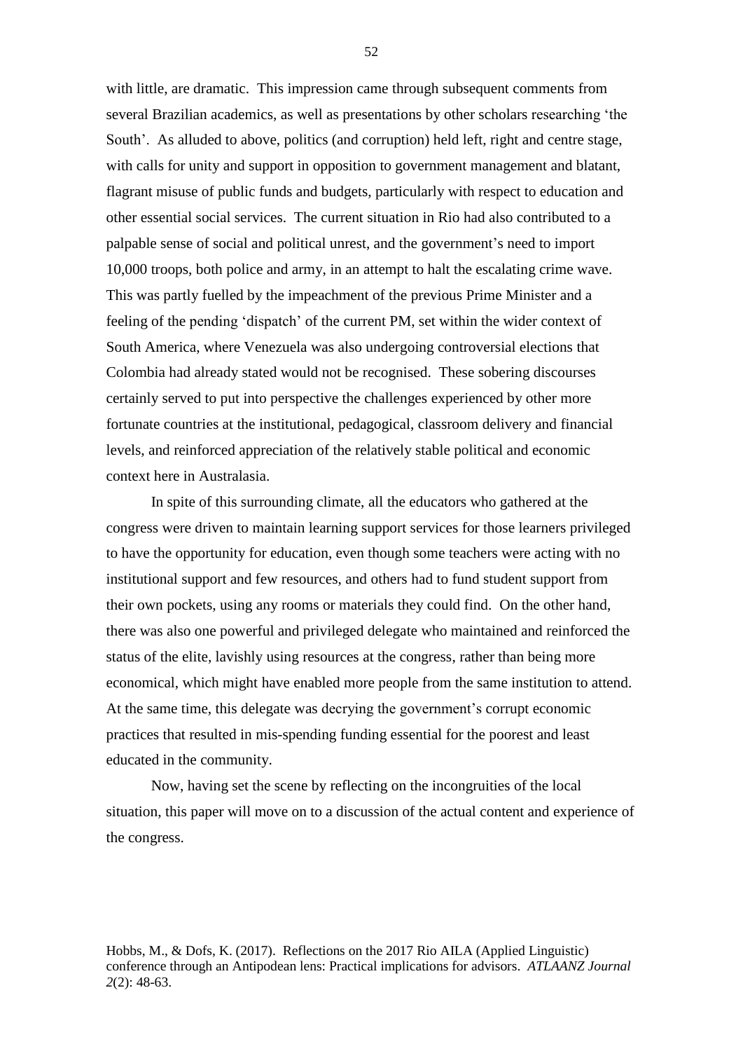with little, are dramatic. This impression came through subsequent comments from several Brazilian academics, as well as presentations by other scholars researching 'the South'. As alluded to above, politics (and corruption) held left, right and centre stage, with calls for unity and support in opposition to government management and blatant, flagrant misuse of public funds and budgets, particularly with respect to education and other essential social services. The current situation in Rio had also contributed to a palpable sense of social and political unrest, and the government's need to import 10,000 troops, both police and army, in an attempt to halt the escalating crime wave. This was partly fuelled by the impeachment of the previous Prime Minister and a feeling of the pending 'dispatch' of the current PM, set within the wider context of South America, where Venezuela was also undergoing controversial elections that Colombia had already stated would not be recognised. These sobering discourses certainly served to put into perspective the challenges experienced by other more fortunate countries at the institutional, pedagogical, classroom delivery and financial levels, and reinforced appreciation of the relatively stable political and economic context here in Australasia.

In spite of this surrounding climate, all the educators who gathered at the congress were driven to maintain learning support services for those learners privileged to have the opportunity for education, even though some teachers were acting with no institutional support and few resources, and others had to fund student support from their own pockets, using any rooms or materials they could find. On the other hand, there was also one powerful and privileged delegate who maintained and reinforced the status of the elite, lavishly using resources at the congress, rather than being more economical, which might have enabled more people from the same institution to attend. At the same time, this delegate was decrying the government's corrupt economic practices that resulted in mis-spending funding essential for the poorest and least educated in the community.

Now, having set the scene by reflecting on the incongruities of the local situation, this paper will move on to a discussion of the actual content and experience of the congress.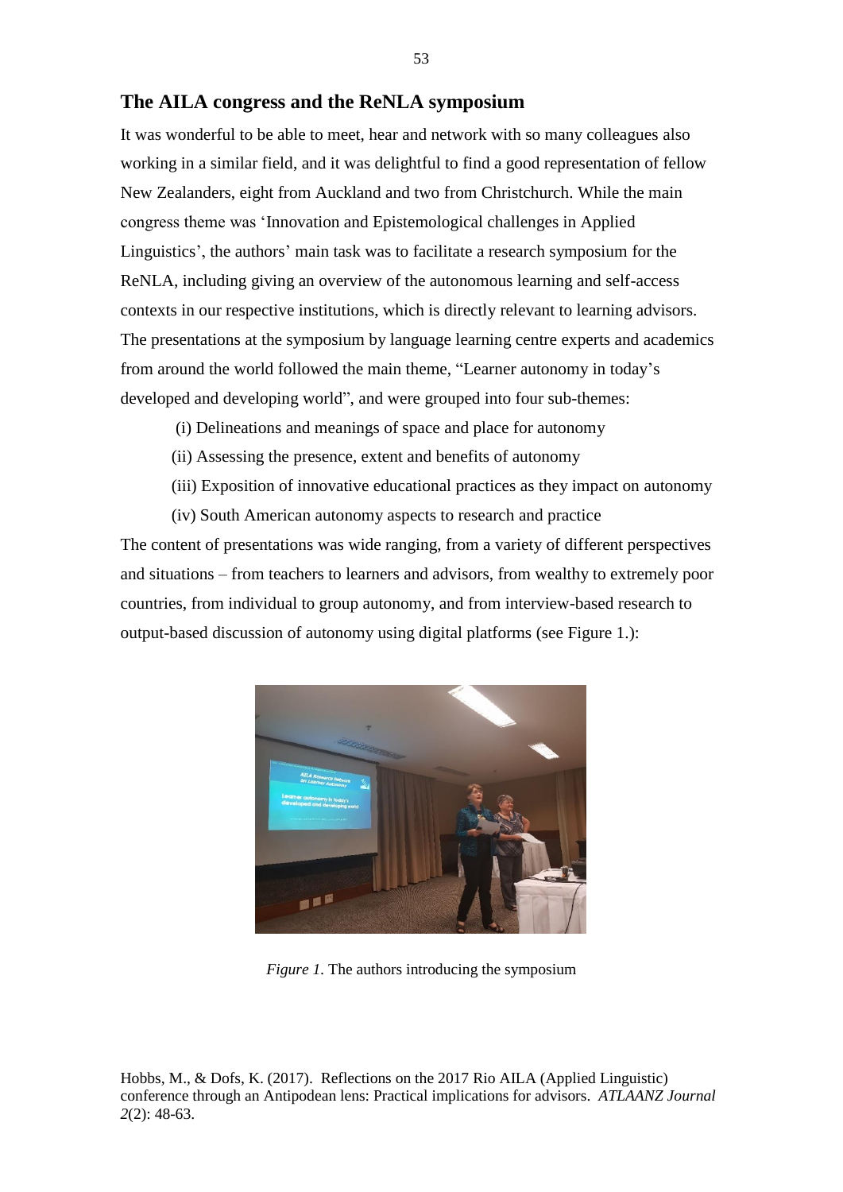## The AILA congress and the ReNLA symposium

It was wonderful to be able to meet, hear and network with so many colleagues also working in a similar field, and it was delightful to find a good representation of fellow New Zealanders, eight from Auckland and two from Christchurch. While the main congress theme was 'Innovation and Epistemological challenges in Applied Linguistics', the authors' main task was to facilitate a research symposium for the ReNLA, including giving an overview of the autonomous learning and self-access contexts in our respective institutions, which is directly relevant to learning advisors. The presentations at the symposium by language learning centre experts and academics from around the world followed the main theme, "Learner autonomy in today's developed and developing world", and were grouped into four sub-themes:

(i) Delineations and meanings of space and place for autonomy

(ii) Assessing the presence, extent and benefits of autonomy

(iii) Exposition of innovative educational practices as they impact on autonomy

(iv) South American autonomy aspects to research and practice

The content of presentations was wide ranging, from a variety of different perspectives and situations – from teachers to learners and advisors, from wealthy to extremely poor countries, from individual to group autonomy, and from interview-based research to output-based discussion of autonomy using digital platforms (see Figure 1.):

*Figure 1.* The authors introducing the symposium

Hobbs, M., & Dofs, K. (2017). Reflections on the 2017 Rio AILA (Applied Linguistic) conference through an Antipodean lens: Practical implications for advisors. *ATLAANZ Journal 2*(2): 48-63.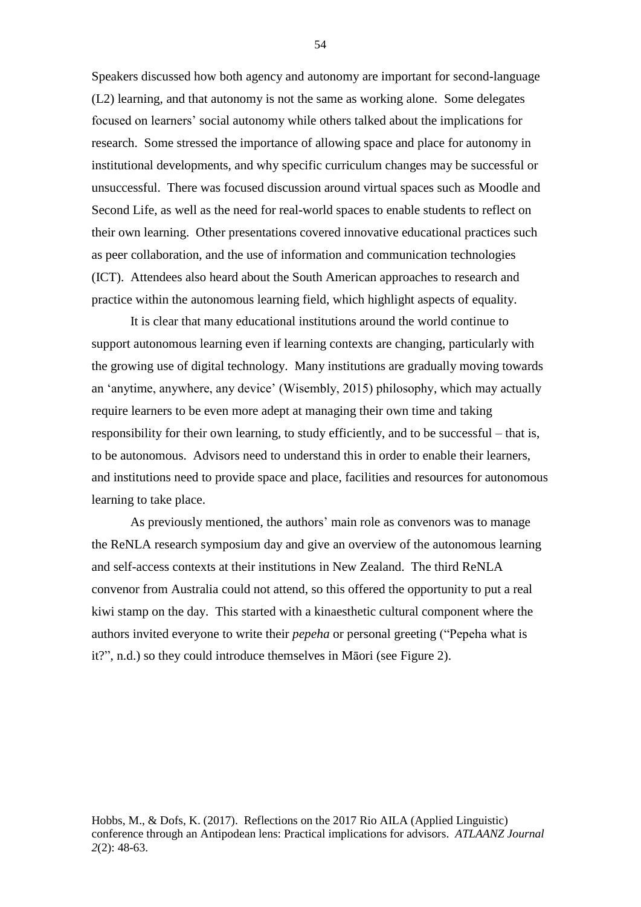Speakers discussed how both agency and autonomy are important for second-language (L2) learning, and that autonomy is not the same as working alone. Some delegates focused on learners' social autonomy while others talked about the implications for research. Some stressed the importance of allowing space and place for autonomy in institutional developments, and why specific curriculum changes may be successful or unsuccessful. There was focused discussion around virtual spaces such as Moodle and Second Life, as well as the need for real-world spaces to enable students to reflect on their own learning. Other presentations covered innovative educational practices such as peer collaboration, and the use of information and communication technologies (ICT). Attendees also heard about the South American approaches to research and practice within the autonomous learning field, which highlight aspects of equality.

It is clear that many educational institutions around the world continue to support autonomous learning even if learning contexts are changing, particularly with the growing use of digital technology. Many institutions are gradually moving towards an 'anytime, anywhere, any device' (Wisembly, 2015) philosophy, which may actually require learners to be even more adept at managing their own time and taking responsibility for their own learning, to study efficiently, and to be successful – that is, to be autonomous. Advisors need to understand this in order to enable their learners, and institutions need to provide space and place, facilities and resources for autonomous learning to take place.

As previously mentioned, the authors' main role as convenors was to manage the ReNLA research symposium day and give an overview of the autonomous learning and self-access contexts at their institutions in New Zealand. The third ReNLA convenor from Australia could not attend, so this offered the opportunity to put a real kiwi stamp on the day. This started with a kinaesthetic cultural component where the authors invited everyone to write their *pepeha* or personal greeting ("Pepeha what is it?", n.d.) so they could introduce themselves in Māori (see Figure 2).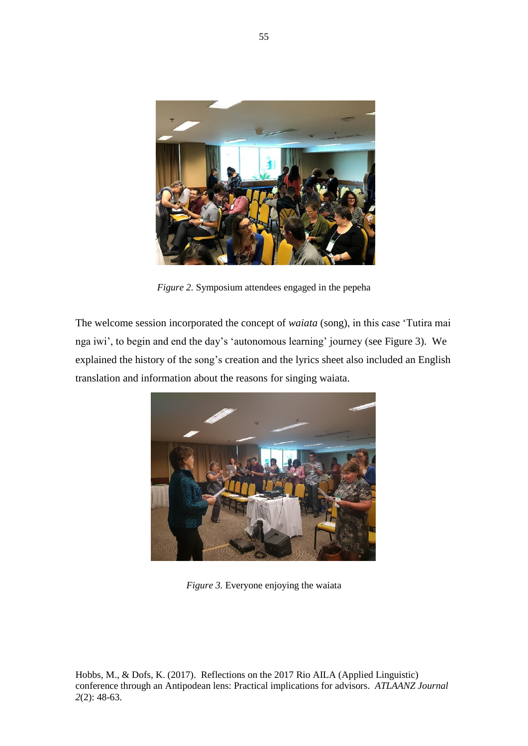*Figure 2*. Symposium attendees engaged in the pepeha

The welcome session incorporated the concept of *waiata* (song), in this case 'Tutira mai nga iwi', to begin and end the day's 'autonomous learning' journey (see Figure 3). We explained the history of the song's creation and the lyrics sheet also included an English translation and information about the reasons for singing waiata.

*Figure 3.* Everyone enjoying the waiata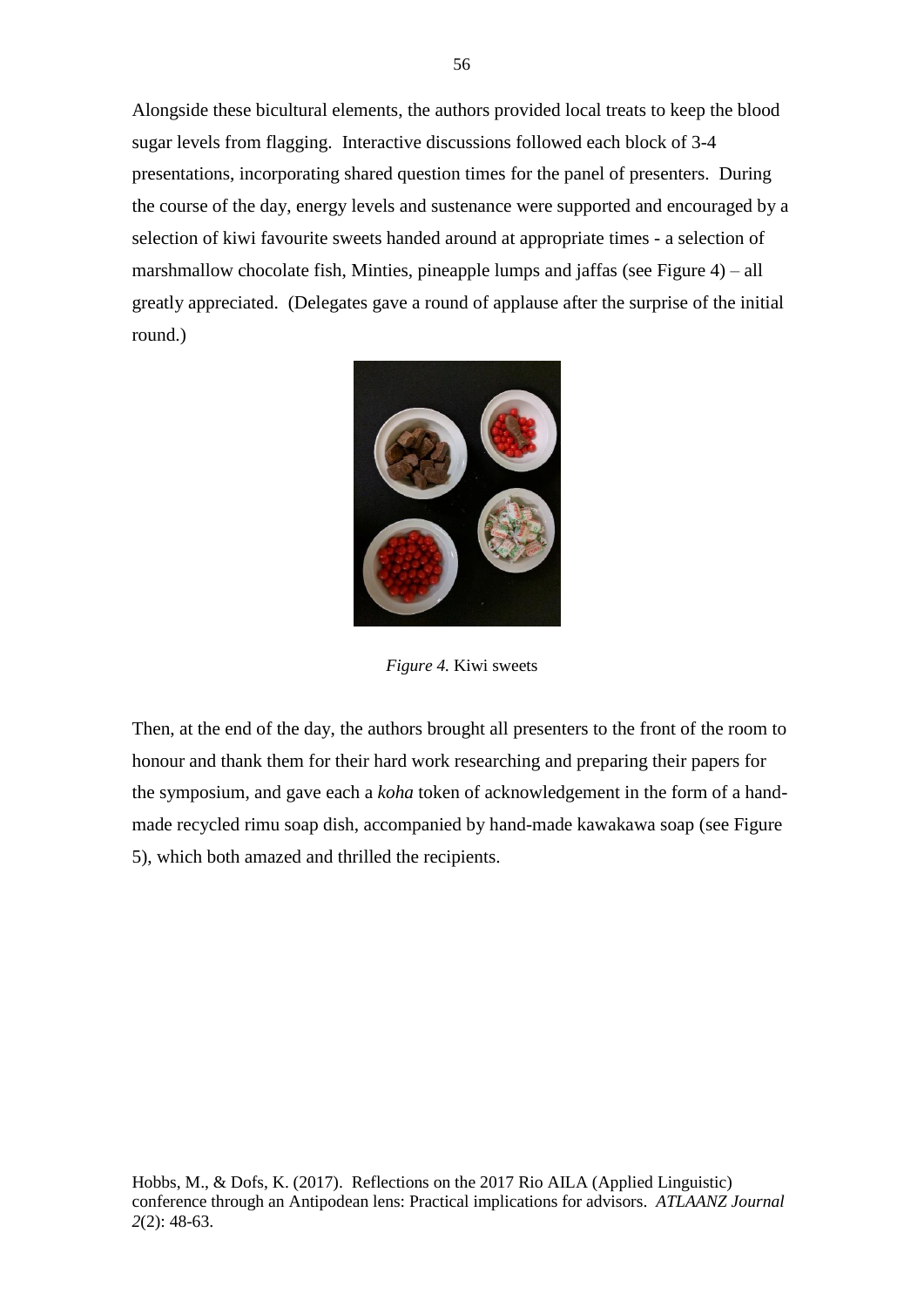Alongside these bicultural elements, the authors provided local treats to keep the blood sugar levels from flagging. Interactive discussions followed each block of 3-4 presentations, incorporating shared question times for the panel of presenters. During the course of the day, energy levels and sustenance were supported and encouraged by a selection of kiwi favourite sweets handed around at appropriate times - a selection of marshmallow chocolate fish, Minties, pineapple lumps and jaffas (see Figure 4) – all greatly appreciated. (Delegates gave a round of applause after the surprise of the initial round.)

*Figure 4.* Kiwi sweets

Then, at the end of the day, the authors brought all presenters to the front of the room to honour and thank them for their hard work researching and preparing their papers for the symposium, and gave each a *koha* token of acknowledgement in the form of a hand-made recycled rimu soap dish, accompanied by hand-made kawakawa soap (see Figure 5), which both amazed and thrilled the recipients.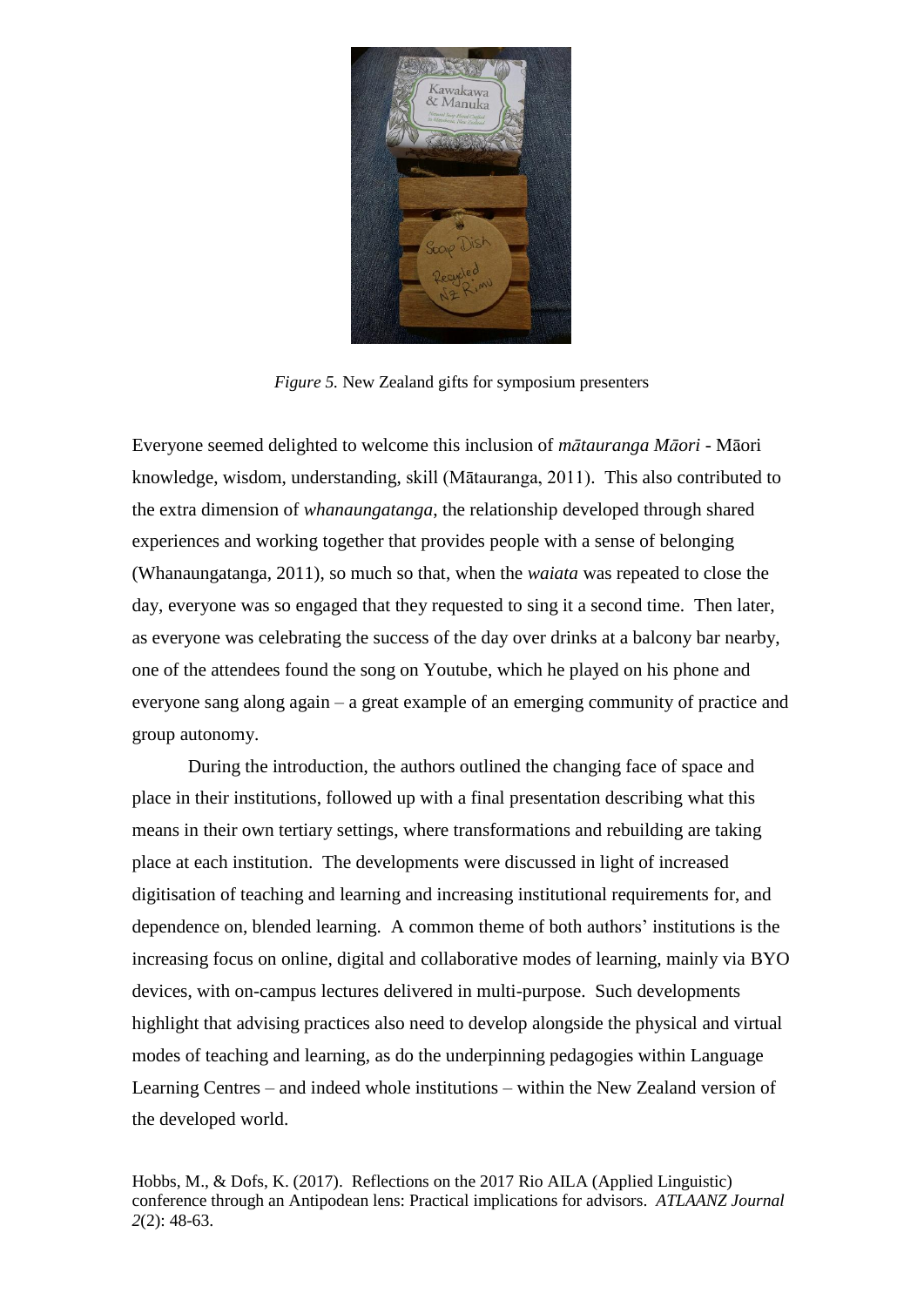*Figure 5.* New Zealand gifts for symposium presenters

Everyone seemed delighted to welcome this inclusion of *mātauranga Māori* - Māori knowledge, wisdom, understanding, skill (Mātauranga, 2011). This also contributed to the extra dimension of *whanaungatanga*, the relationship developed through shared experiences and working together that provides people with a sense of belonging (Whanaungatanga, 2011), so much so that, when the *waiata* was repeated to close the day, everyone was so engaged that they requested to sing it a second time. Then later, as everyone was celebrating the success of the day over drinks at a balcony bar nearby, one of the attendees found the song on Youtube, which he played on his phone and everyone sang along again – a great example of an emerging community of practice and group autonomy.

During the introduction, the authors outlined the changing face of space and place in their institutions, followed up with a final presentation describing what this means in their own tertiary settings, where transformations and rebuilding are taking place at each institution. The developments were discussed in light of increased digitisation of teaching and learning and increasing institutional requirements for, and dependence on, blended learning. A common theme of both authors' institutions is the increasing focus on online, digital and collaborative modes of learning, mainly via BYO devices, with on-campus lectures delivered in multi-purpose. Such developments highlight that advising practices also need to develop alongside the physical and virtual modes of teaching and learning, as do the underpinning pedagogies within Language Learning Centres – and indeed whole institutions – within the New Zealand version of the developed world.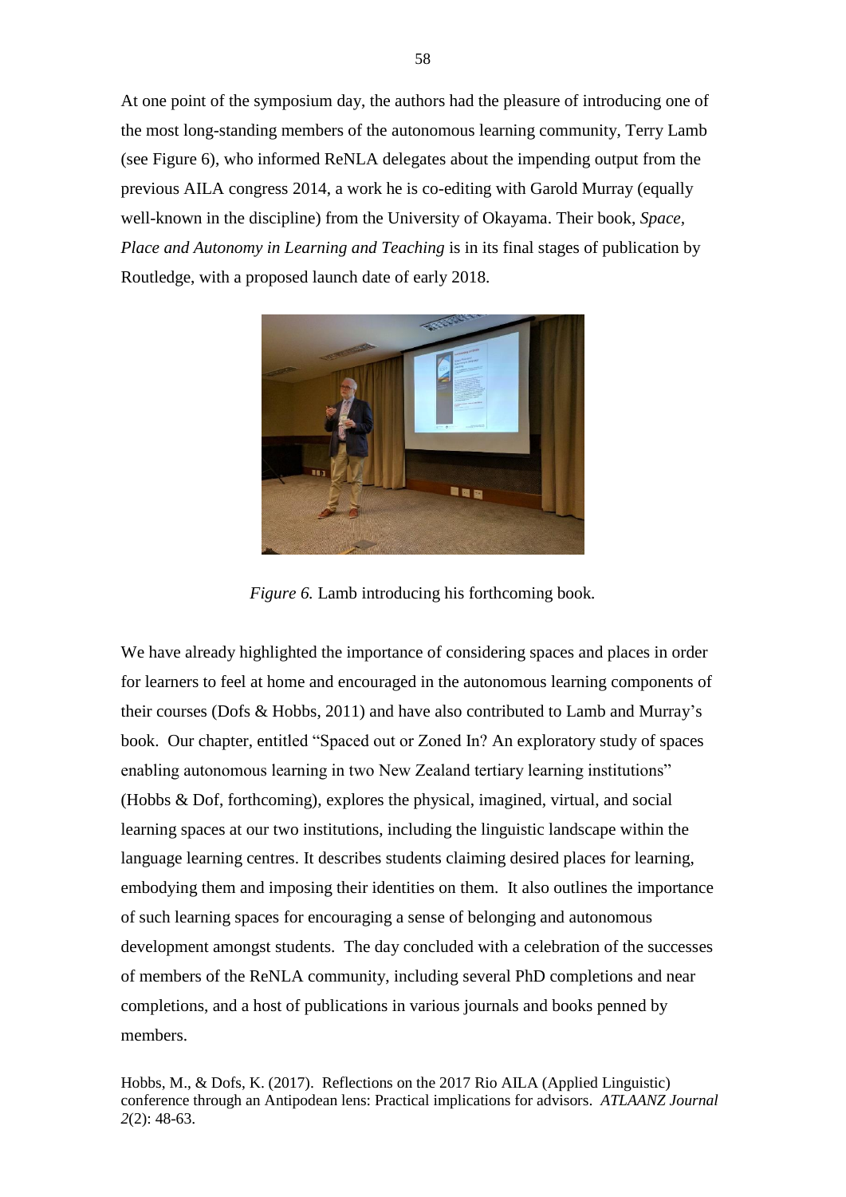At one point of the symposium day, the authors had the pleasure of introducing one of the most long-standing members of the autonomous learning community, Terry Lamb (see Figure 6), who informed ReNLA delegates about the impending output from the previous AILA congress 2014, a work he is co-editing with Garold Murray (equally well-known in the discipline) from the University of Okayama. Their book, *Space, Place and Autonomy in Learning and Teaching* is in its final stages of publication by Routledge, with a proposed launch date of early 2018.

*Figure 6.* Lamb introducing his forthcoming book.

We have already highlighted the importance of considering spaces and places in order for learners to feel at home and encouraged in the autonomous learning components of their courses (Dofs & Hobbs, 2011) and have also contributed to Lamb and Murray's book. Our chapter, entitled "Spaced out or Zoned In? An exploratory study of spaces enabling autonomous learning in two New Zealand tertiary learning institutions" (Hobbs & Dof, forthcoming), explores the physical, imagined, virtual, and social learning spaces at our two institutions, including the linguistic landscape within the language learning centres. It describes students claiming desired places for learning, embodying them and imposing their identities on them. It also outlines the importance of such learning spaces for encouraging a sense of belonging and autonomous development amongst students. The day concluded with a celebration of the successes of members of the ReNLA community, including several PhD completions and near completions, and a host of publications in various journals and books penned by members.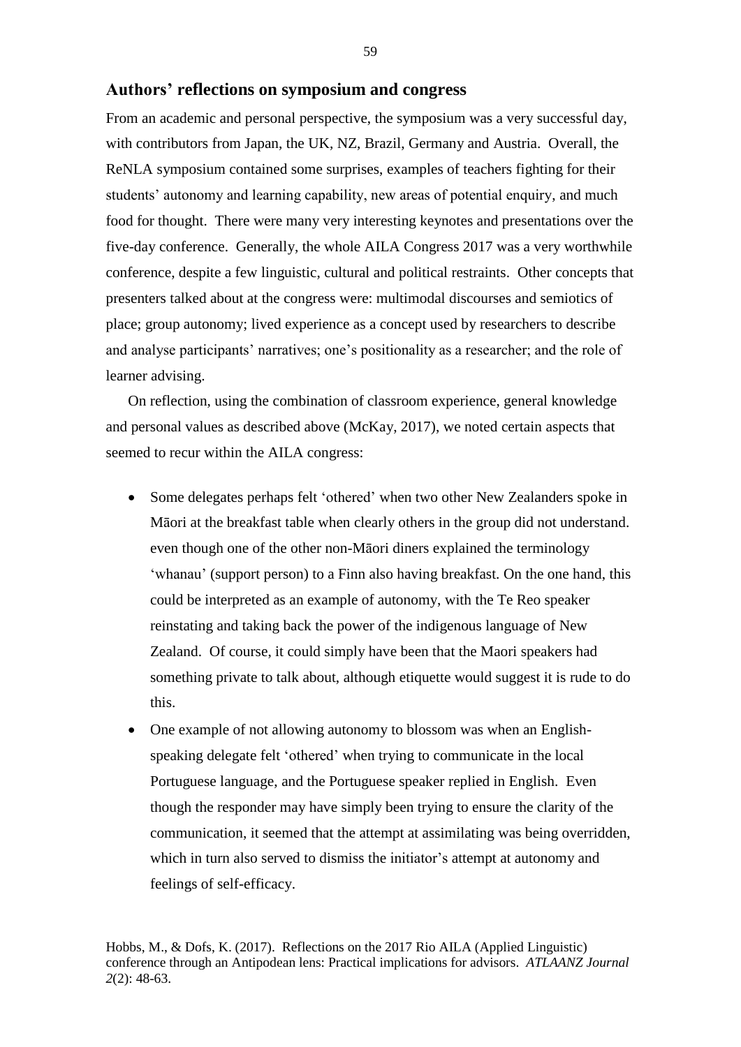## Authors' reflections on symposium and congress

From an academic and personal perspective, the symposium was a very successful day, with contributors from Japan, the UK, NZ, Brazil, Germany and Austria. Overall, the ReNLA symposium contained some surprises, examples of teachers fighting for their students' autonomy and learning capability, new areas of potential enquiry, and much food for thought. There were many very interesting keynotes and presentations over the five-day conference. Generally, the whole AILA Congress 2017 was a very worthwhile conference, despite a few linguistic, cultural and political restraints. Other concepts that presenters talked about at the congress were: multimodal discourses and semiotics of place; group autonomy; lived experience as a concept used by researchers to describe and analyse participants' narratives; one's positionality as a researcher; and the role of learner advising.

On reflection, using the combination of classroom experience, general knowledge and personal values as described above (McKay, 2017), we noted certain aspects that seemed to recur within the AILA congress:

- Some delegates perhaps felt 'othered' when two other New Zealanders spoke in Māori at the breakfast table when clearly others in the group did not understand. even though one of the other non-Māori diners explained the terminology 'whanau' (support person) to a Finn also having breakfast. On the one hand, this could be interpreted as an example of autonomy, with the Te Reo speaker reinstating and taking back the power of the indigenous language of New Zealand. Of course, it could simply have been that the Maori speakers had something private to talk about, although etiquette would suggest it is rude to do this.
- One example of not allowing autonomy to blossom was when an English-speaking delegate felt 'othered' when trying to communicate in the local Portuguese language, and the Portuguese speaker replied in English. Even though the responder may have simply been trying to ensure the clarity of the communication, it seemed that the attempt at assimilating was being overridden, which in turn also served to dismiss the initiator's attempt at autonomy and feelings of self-efficacy.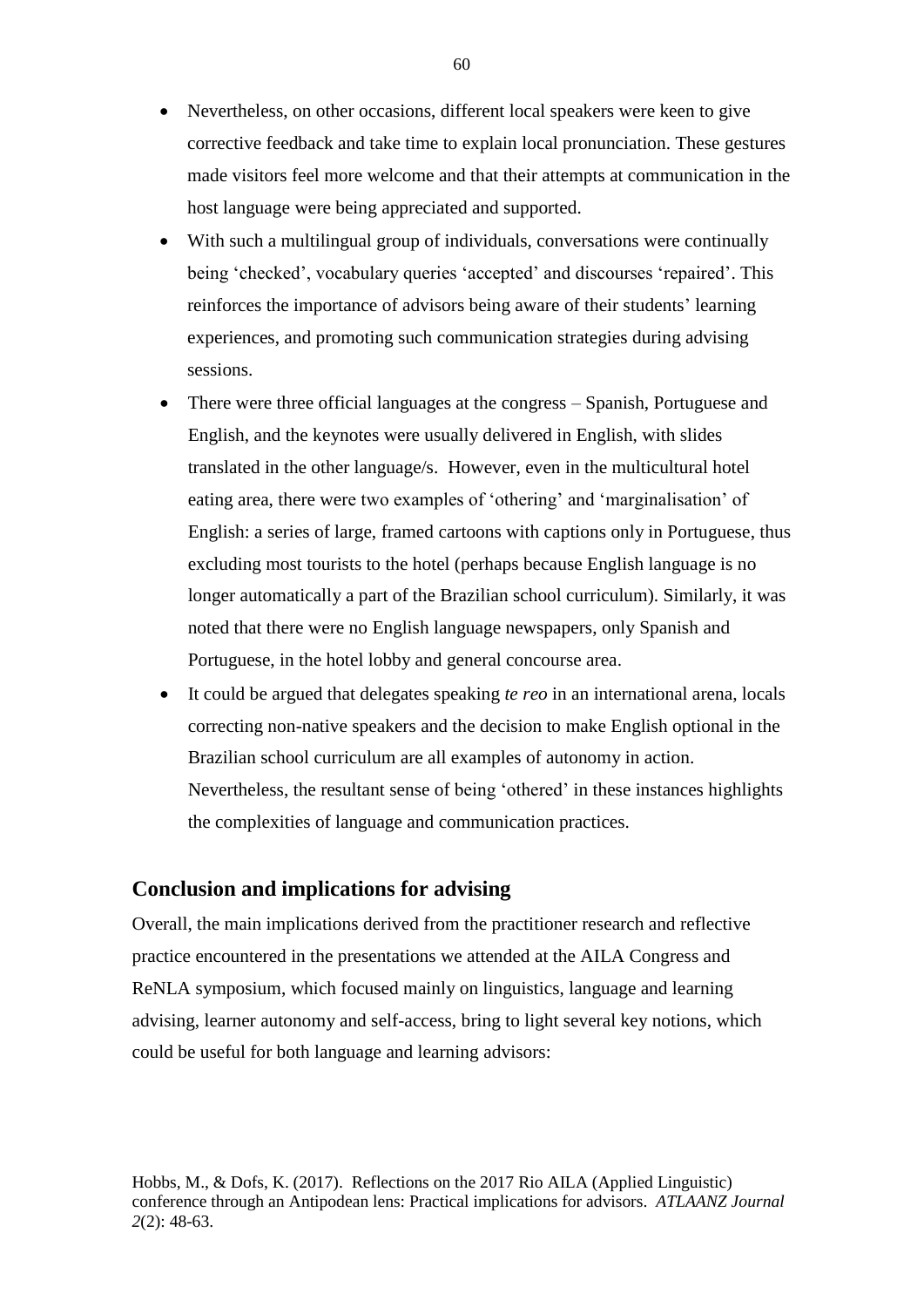- Nevertheless, on other occasions, different local speakers were keen to give corrective feedback and take time to explain local pronunciation. These gestures made visitors feel more welcome and that their attempts at communication in the host language were being appreciated and supported.
- With such a multilingual group of individuals, conversations were continually being 'checked', vocabulary queries 'accepted' and discourses 'repaired'. This reinforces the importance of advisors being aware of their students' learning experiences, and promoting such communication strategies during advising sessions.
- There were three official languages at the congress – Spanish, Portuguese and English, and the keynotes were usually delivered in English, with slides translated in the other language/s. However, even in the multicultural hotel eating area, there were two examples of 'othering' and 'marginalisation' of English: a series of large, framed cartoons with captions only in Portuguese, thus excluding most tourists to the hotel (perhaps because English language is no longer automatically a part of the Brazilian school curriculum). Similarly, it was noted that there were no English language newspapers, only Spanish and Portuguese, in the hotel lobby and general concourse area.
- It could be argued that delegates speaking *te reo* in an international arena, locals correcting non-native speakers and the decision to make English optional in the Brazilian school curriculum are all examples of autonomy in action. Nevertheless, the resultant sense of being 'othered' in these instances highlights the complexities of language and communication practices.

## Conclusion and implications for advising

Overall, the main implications derived from the practitioner research and reflective practice encountered in the presentations we attended at the AILA Congress and ReNLA symposium, which focused mainly on linguistics, language and learning advising, learner autonomy and self-access, bring to light several key notions, which could be useful for both language and learning advisors: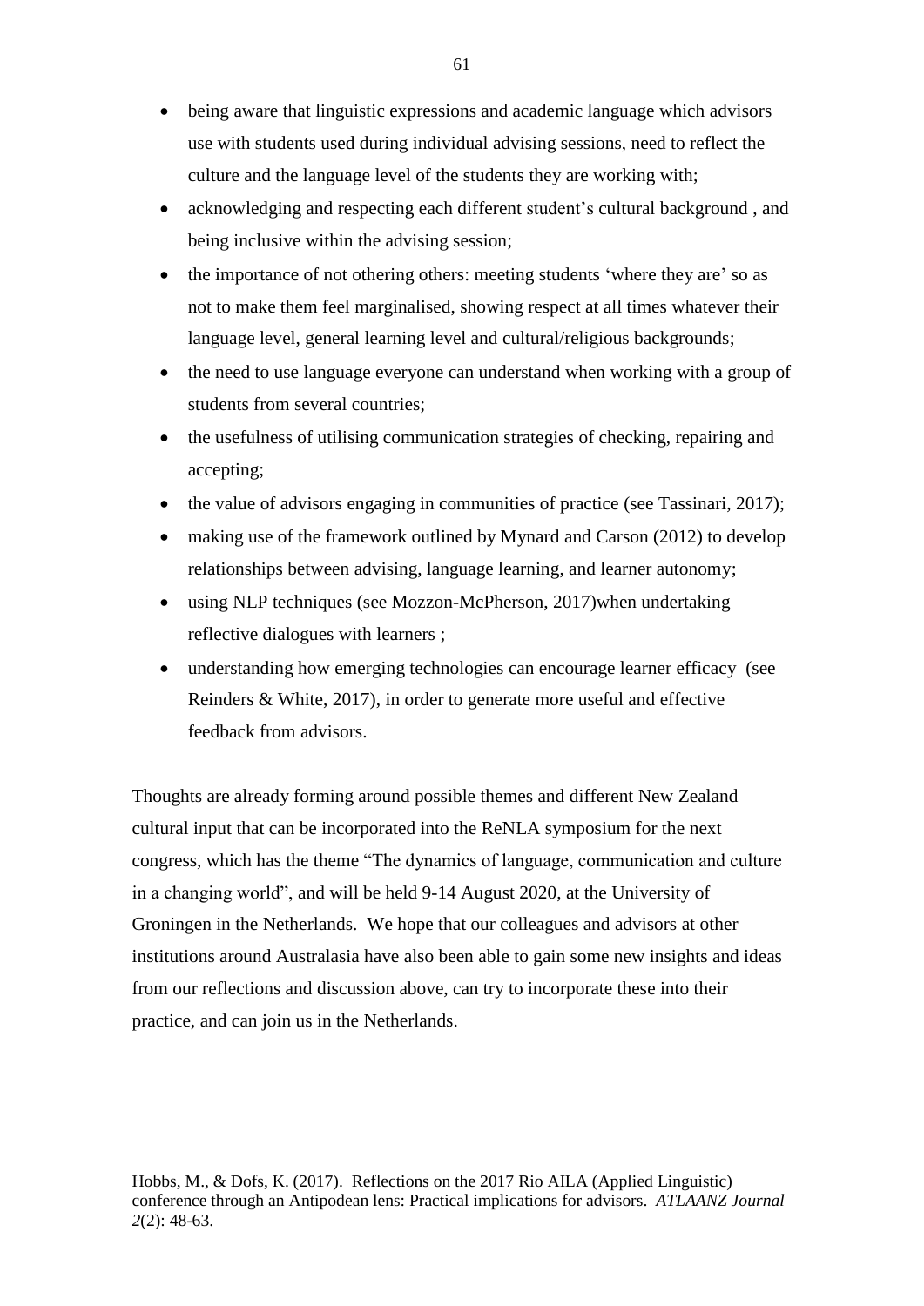- being aware that linguistic expressions and academic language which advisors use with students used during individual advising sessions, need to reflect the culture and the language level of the students they are working with;
- acknowledging and respecting each different student's cultural background , and being inclusive within the advising session;
- the importance of not othering others: meeting students 'where they are' so as not to make them feel marginalised, showing respect at all times whatever their language level, general learning level and cultural/religious backgrounds;
- the need to use language everyone can understand when working with a group of students from several countries;
- the usefulness of utilising communication strategies of checking, repairing and accepting;
- the value of advisors engaging in communities of practice (see Tassinari, 2017);
- making use of the framework outlined by Mynard and Carson (2012) to develop relationships between advising, language learning, and learner autonomy;
- using NLP techniques (see Mozzon-McPherson, 2017)when undertaking reflective dialogues with learners ;
- understanding how emerging technologies can encourage learner efficacy (see Reinders & White, 2017), in order to generate more useful and effective feedback from advisors.

Thoughts are already forming around possible themes and different New Zealand cultural input that can be incorporated into the ReNLA symposium for the next congress, which has the theme "The dynamics of language, communication and culture in a changing world", and will be held 9-14 August 2020, at the University of Groningen in the Netherlands. We hope that our colleagues and advisors at other institutions around Australasia have also been able to gain some new insights and ideas from our reflections and discussion above, can try to incorporate these into their practice, and can join us in the Netherlands.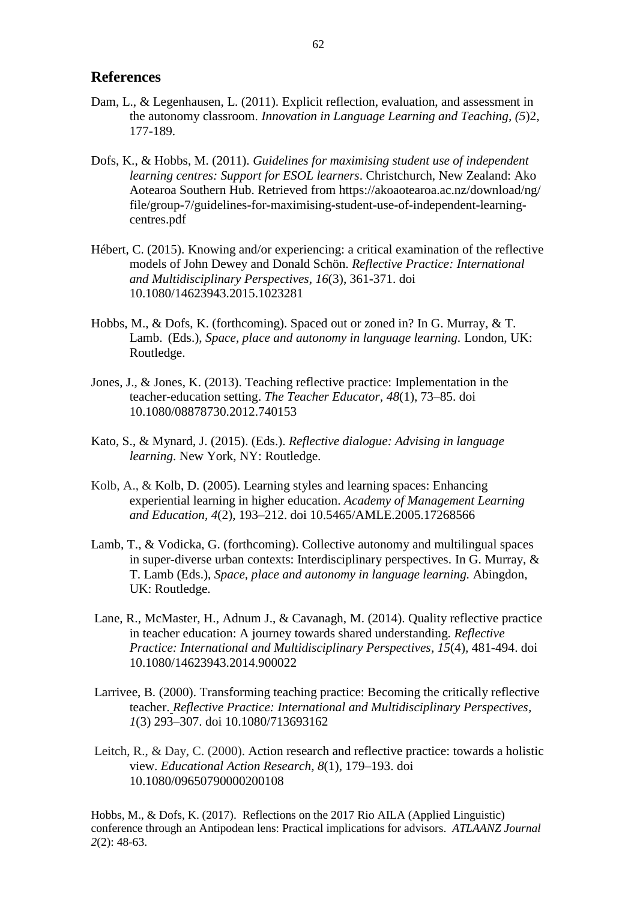## References

Dam, L., & Legenhausen, L. (2011). Explicit reflection, evaluation, and assessment in the autonomy classroom. *Innovation in Language Learning and Teaching, (5*)2, 177-189.

Dofs, K., & Hobbs, M. (2011). *Guidelines for maximising student use of independent learning centres: Support for ESOL learners*. Christchurch, New Zealand: Ako Aotearoa Southern Hub. Retrieved from https://akoaotearoa.ac.nz/download/ng/file/group-7/guidelines-for-maximising-student-use-of-independent-learning-centres.pdf

Hébert, C. (2015). Knowing and/or experiencing: a critical examination of the reflective models of John Dewey and Donald Schön. *Reflective Practice: International and Multidisciplinary Perspectives, 16*(3), 361-371. doi 10.1080/14623943.2015.1023281

Hobbs, M., & Dofs, K. (forthcoming). Spaced out or zoned in? In G. Murray, & T. Lamb. (Eds.), *Space, place and autonomy in language learning*. London, UK: Routledge.

Jones, J., & Jones, K. (2013). Teaching reflective practice: Implementation in the teacher-education setting. *The Teacher Educator, 48*(1), 73–85. doi 10.1080/08878730.2012.740153

Kato, S., & Mynard, J. (2015). (Eds.). *Reflective dialogue: Advising in language learning*. New York, NY: Routledge.

Kolb, A., & Kolb, D. (2005). Learning styles and learning spaces: Enhancing experiential learning in higher education. *Academy of Management Learning and Education, 4*(2), 193–212. doi 10.5465/AML E.2005.17268566

Lamb, T., & Vodicka, G. (forthcoming). Collective autonomy and multilingual spaces in super-diverse urban contexts: Interdisciplinary perspectives. In G. Murray, & T. Lamb (Eds.), *Space, place and autonomy in language learning.* Abingdon, UK: Routledge.

Lane, R., McMaster, H., Adnum J., & Cavanagh, M. (2014). Quality reflective practice in teacher education: A journey towards shared understanding. *Reflective Practice: International and Multidisciplinary Perspectives, 15*(4), 481-494. doi 10.1080/14623943.2014.900022

Larrivee, B. (2000). Transforming teaching practice: Becoming the critically reflective teacher. *Reflective Practice: International and Multidisciplinary Perspectives, 1*(3) 293–307. doi 10.1080/713693162

Leitch, R., & Day, C. (2000). Action research and reflective practice: towards a holistic view. *Educational Action Research, 8*(1), 179–193. doi 10.1080/09650790000200108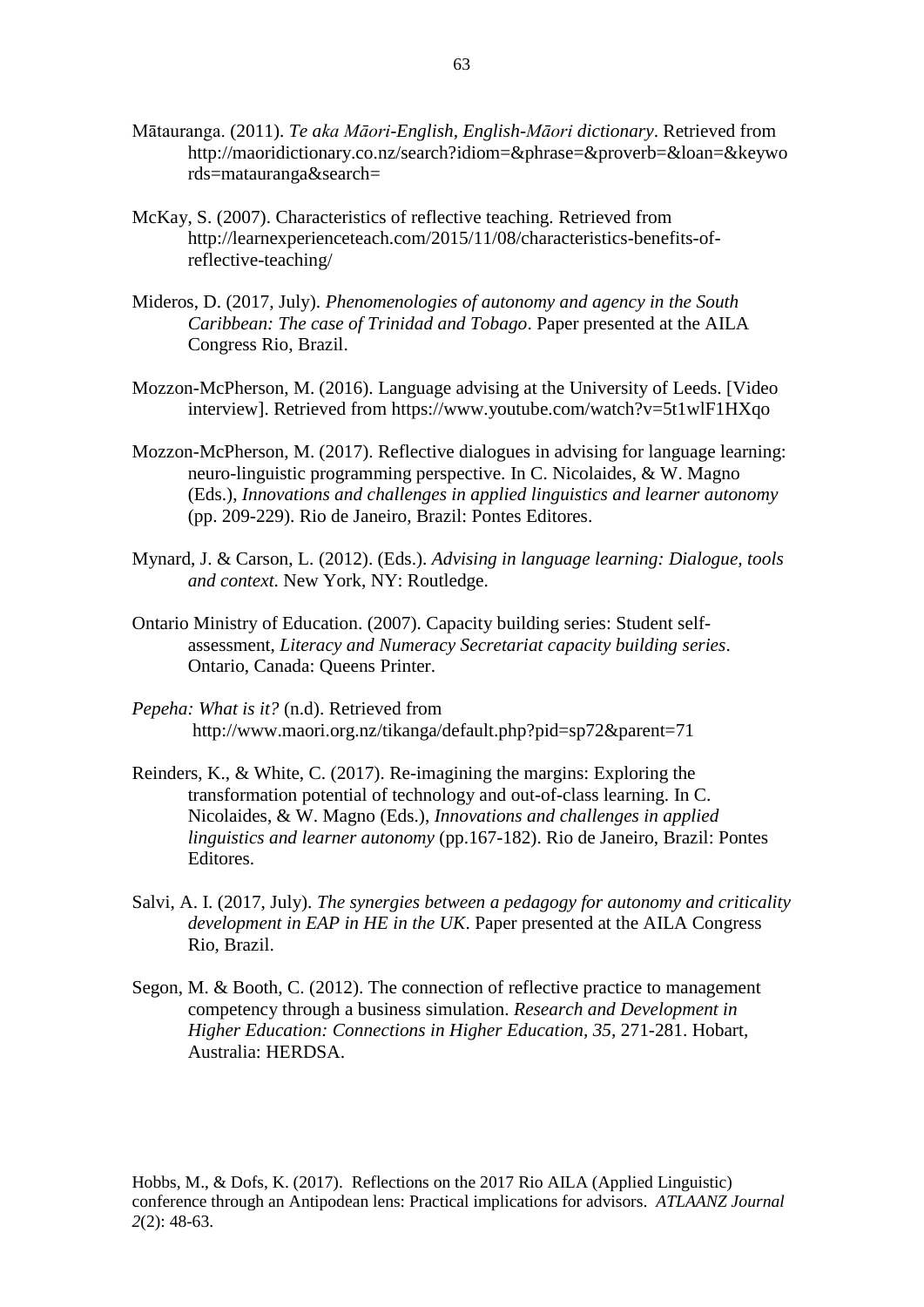Mātauranga. (2011). *Te aka Māori-English, English-Māori dictionary*. Retrieved from http://maoridictionary.co.nz/search?idiom=&phrase=&proverb=&loan=&keywords=matauranga&search=

McKay, S. (2007). Characteristics of reflective teaching. Retrieved from http://learnexperienceteach.com/2015/11/08/characteristics-benefits-of-reflective-teaching/

Mideros, D. (2017, July). *Phenomenologies of autonomy and agency in the South Caribbean: The case of Trinidad and Tobago*. Paper presented at the AILA Congress Rio, Brazil.

Mozzon-McPherson, M. (2016). Language advising at the University of Leeds. [Video interview]. Retrieved from https://www.youtube.com/watch?v=5t1wlF1HXqo

Mozzon-McPherson, M. (2017). Reflective dialogues in advising for language learning: neuro-linguistic programming perspective. In C. Nicolaides, & W. Magno (Eds.), *Innovations and challenges in applied linguistics and learner autonomy* (pp. 209-229). Rio de Janeiro, Brazil: Pontes Editores.

Mynard, J. & Carson, L. (2012). (Eds.). *Advising in language learning: Dialogue, tools and context*. New York, NY: Routledge.

Ontario Ministry of Education. (2007). Capacity building series: Student self-assessment, *Literacy and Numeracy Secretariat capacity building series*. Ontario, Canada: Queens Printer.

*Pepeha: What is it?* (n.d). Retrieved from http://www.maori.org.nz/tikanga/default.php?pid=sp72&parent=71

Reinders, K., & White, C. (2017). Re-imagining the margins: Exploring the transformation potential of technology and out-of-class learning. In C. Nicolaides, & W. Magno (Eds.), *Innovations and challenges in applied linguistics and learner autonomy* (pp.167-182). Rio de Janeiro, Brazil: Pontes Editores.

Salvi, A. I. (2017, July). *The synergies between a pedagogy for autonomy and criticality development in EAP in HE in the UK*. Paper presented at the AILA Congress Rio, Brazil.

Segon, M. & Booth, C. (2012). The connection of reflective practice to management competency through a business simulation. *Research and Development in Higher Education: Connections in Higher Education, 35,* 271-281. Hobart, Australia: HERDSA.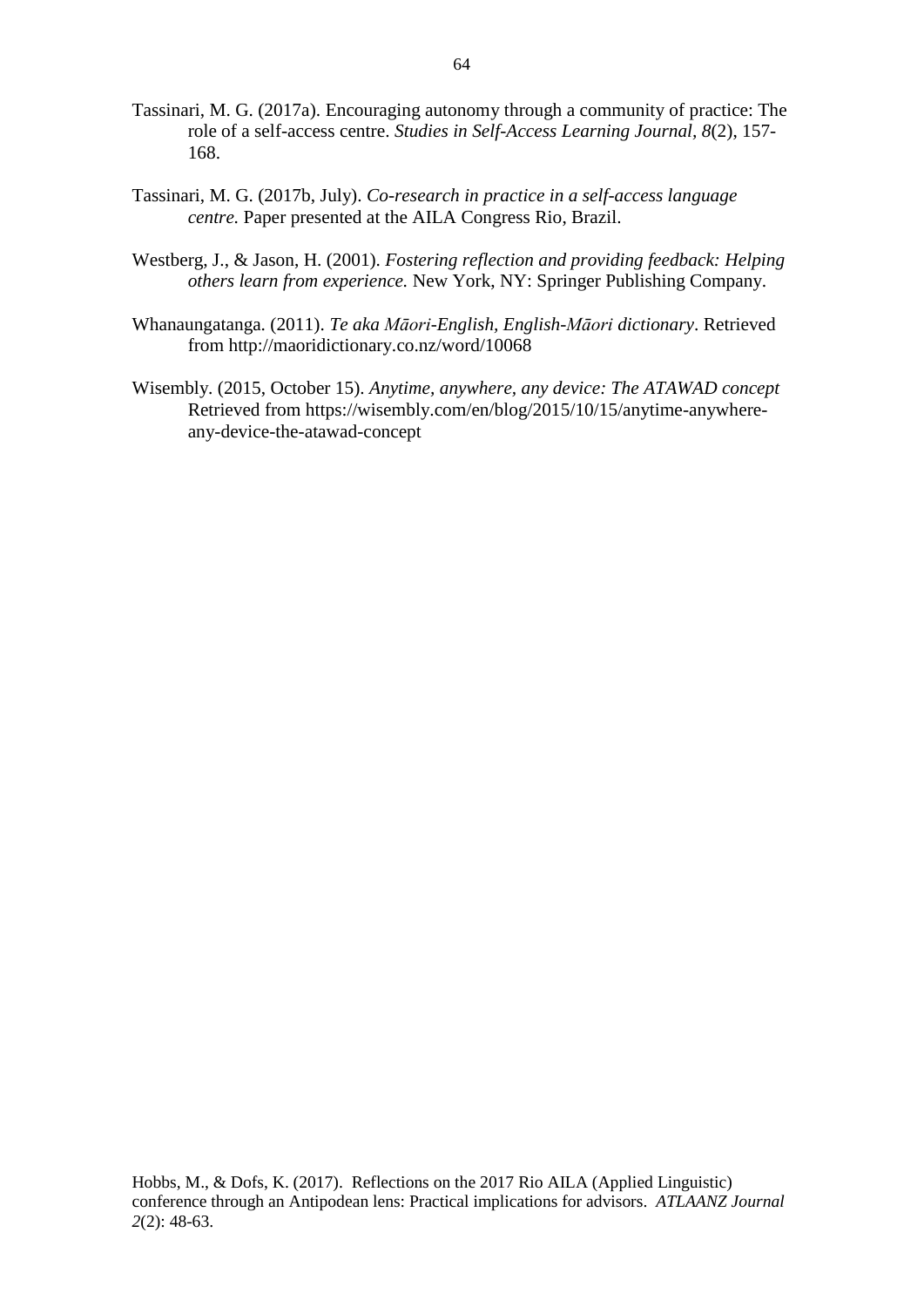Tassinari, M. G. (2017a). Encouraging autonomy through a community of practice: The role of a self-access centre. *Studies in Self-Access Learning Journal*, *8*(2), 157-168.

Tassinari, M. G. (2017b, July). *Co-research in practice in a self-access language centre.* Paper presented at the AILA Congress Rio, Brazil.

Westberg, J., & Jason, H. (2001). *Fostering reflection and providing feedback: Helping others learn from experience.* New York, NY: Springer Publishing Company.

Whanaungatanga. (2011). *Te aka Māori-English, English-Māori dictionary*. Retrieved from http://maoridictionary.co.nz/word/10068

Wisembly. (2015, October 15). *Anytime, anywhere, any device: The ATAWAD concept* Retrieved from https://wisembly.com/en/blog/2015/10/15/anytime-anywhere-any-device-the-atawad-concept